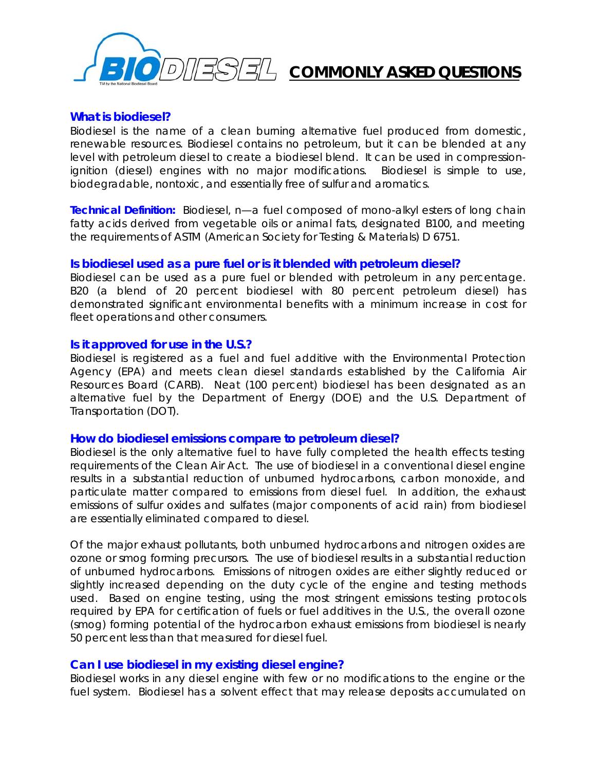# BIODIESEL COMMONLY ASKED QUESTIONS

TM by the National Biodiesel Board

## What is biodiesel?

Biodiesel is the name of a clean burning alternative fuel produced from domestic, renewable resources. Biodiesel contains no petroleum, but it can be blended at any level with petroleum diesel to create a biodiesel blend. It can be used in compression-ignition (diesel) engines with no major modifications. Biodiesel is simple to use, biodegradable, nontoxic, and essentially free of sulfur and aromatics.

**Technical Definition:** Biodiesel, n—a fuel composed of mono-alkyl esters of long chain fatty acids derived from vegetable oils or animal fats, designated B100, and meeting the requirements of ASTM (American Society for Testing & Materials) D 6751.

## Is biodiesel used as a pure fuel or is it blended with petroleum diesel?

Biodiesel can be used as a pure fuel or blended with petroleum in any percentage. B20 (a blend of 20 percent biodiesel with 80 percent petroleum diesel) has demonstrated significant environmental benefits with a minimum increase in cost for fleet operations and other consumers.

## Is it approved for use in the U.S.?

Biodiesel is registered as a fuel and fuel additive with the Environmental Protection Agency (EPA) and meets clean diesel standards established by the California Air Resources Board (CARB). Neat (100 percent) biodiesel has been designated as an alternative fuel by the Department of Energy (DOE) and the U.S. Department of Transportation (DOT).

## How do biodiesel emissions compare to petroleum diesel?

Biodiesel is the only alternative fuel to have fully completed the health effects testing requirements of the Clean Air Act. The use of biodiesel in a conventional diesel engine results in a substantial reduction of unburned hydrocarbons, carbon monoxide, and particulate matter compared to emissions from diesel fuel. In addition, the exhaust emissions of sulfur oxides and sulfates (major components of acid rain) from biodiesel are essentially eliminated compared to diesel.

Of the major exhaust pollutants, both unburned hydrocarbons and nitrogen oxides are ozone or smog forming precursors. The use of biodiesel results in a substantial reduction of unburned hydrocarbons. Emissions of nitrogen oxides are either slightly reduced or slightly increased depending on the duty cycle of the engine and testing methods used. Based on engine testing, using the most stringent emissions testing protocols required by EPA for certification of fuels or fuel additives in the U.S., the overall ozone (smog) forming potential of the hydrocarbon exhaust emissions from biodiesel is nearly 50 percent less than that measured for diesel fuel.

## Can I use biodiesel in my existing diesel engine?

Biodiesel works in any diesel engine with few or no modifications to the engine or the fuel system. Biodiesel has a solvent effect that may release deposits accumulated on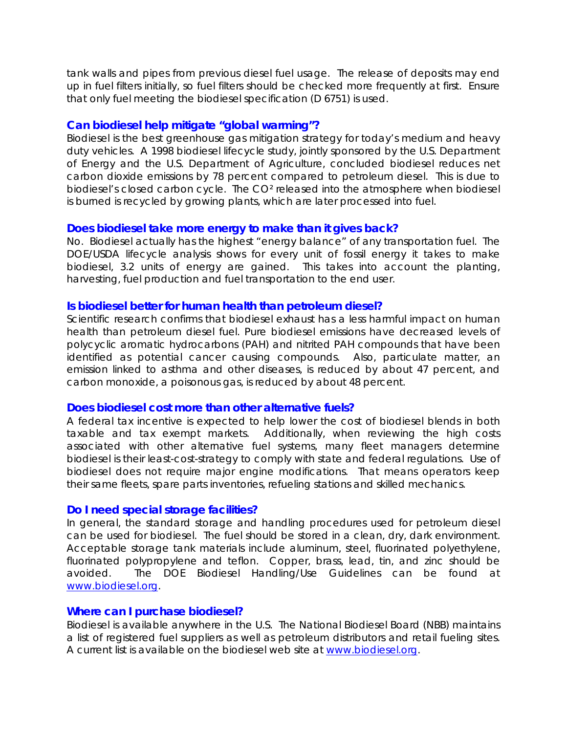tank walls and pipes from previous diesel fuel usage. The release of deposits may end up in fuel filters initially, so fuel filters should be checked more frequently at first. Ensure that only fuel meeting the biodiesel specification (D 6751) is used.

### Can biodiesel help mitigate "global warming"?

Biodiesel is the best greenhouse gas mitigation strategy for today's medium and heavy duty vehicles. A 1998 biodiesel lifecycle study, jointly sponsored by the U.S. Department of Energy and the U.S. Department of Agriculture, concluded biodiesel reduces net carbon dioxide emissions by 78 percent compared to petroleum diesel. This is due to biodiesel's closed carbon cycle. The $CO^2$ released into the atmosphere when biodiesel is burned is recycled by growing plants, which are later processed into fuel.

### Does biodiesel take more energy to make than it gives back?

No. Biodiesel actually has the highest "energy balance" of any transportation fuel. The DOE/USDA lifecycle analysis shows for every unit of fossil energy it takes to make biodiesel, 3.2 units of energy are gained. This takes into account the planting, harvesting, fuel production and fuel transportation to the end user.

### Is biodiesel better for human health than petroleum diesel?

Scientific research confirms that biodiesel exhaust has a less harmful impact on human health than petroleum diesel fuel. Pure biodiesel emissions have decreased levels of polycyclic aromatic hydrocarbons (PAH) and nitrited PAH compounds that have been identified as potential cancer causing compounds. Also, particulate matter, an emission linked to asthma and other diseases, is reduced by about 47 percent, and carbon monoxide, a poisonous gas, is reduced by about 48 percent.

### Does biodiesel cost more than other alternative fuels?

A federal tax incentive is expected to help lower the cost of biodiesel blends in both taxable and tax exempt markets. Additionally, when reviewing the high costs associated with other alternative fuel systems, many fleet managers determine biodiesel is their least-cost-strategy to comply with state and federal regulations. Use of biodiesel does not require major engine modifications. That means operators keep their same fleets, spare parts inventories, refueling stations and skilled mechanics.

### Do I need special storage facilities?

In general, the standard storage and handling procedures used for petroleum diesel can be used for biodiesel. The fuel should be stored in a clean, dry, dark environment. Acceptable storage tank materials include aluminum, steel, fluorinated polyethylene, fluorinated polypropylene and teflon. Copper, brass, lead, tin, and zinc should be avoided. The DOE Biodiesel Handling/Use Guidelines can be found at [www.biodiesel.org](http://www.biodiesel.org).

### Where can I purchase biodiesel?

Biodiesel is available anywhere in the U.S. The National Biodiesel Board (NBB) maintains a list of registered fuel suppliers as well as petroleum distributors and retail fueling sites. A current list is available on the biodiesel web site at [www.biodiesel.org](http://www.biodiesel.org).